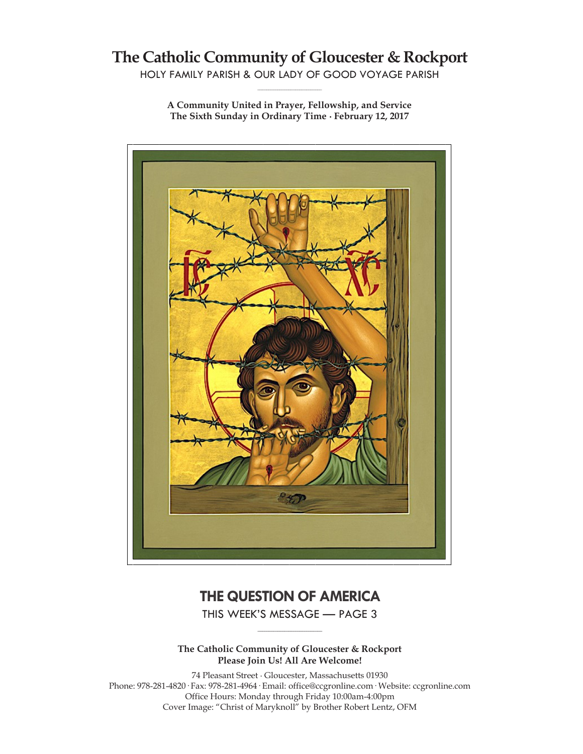# The Catholic Community of Gloucester & Rockport

HOLY FAMILY PARISH & OUR LADY OF GOOD VOYAGE PARISH

**A Community United in Prayer, Fellowship, and Service**
**The Sixth Sunday in Ordinary Time · February 12, 2017**

## THE QUESTION OF AMERICA

THIS WEEK'S MESSAGE — PAGE 3

**The Catholic Community of Gloucester & Rockport**
**Please Join Us! All Are Welcome!**

74 Pleasant Street · Gloucester, Massachusetts 01930
Phone: 978-281-4820 · Fax: 978-281-4964 · Email: office@ccgronline.com · Website: ccgronline.com
Office Hours: Monday through Friday 10:00am-4:00pm
Cover Image: "Christ of Maryknoll" by Brother Robert Lentz, OFM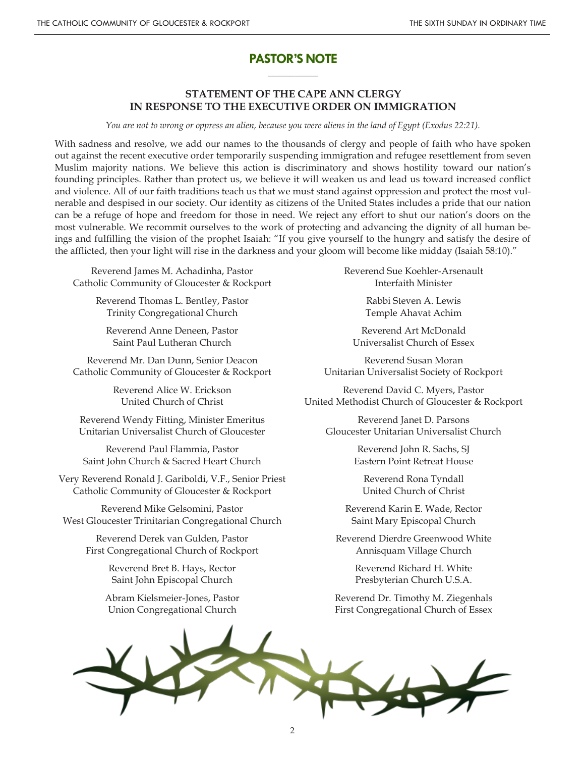# PASTOR'S NOTE

## STATEMENT OF THE CAPE ANN CLERGY IN RESPONSE TO THE EXECUTIVE ORDER ON IMMIGRATION

*You are not to wrong or oppress an alien, because you were aliens in the land of Egypt (Exodus 22:21).*

With sadness and resolve, we add our names to the thousands of clergy and people of faith who have spoken out against the recent executive order temporarily suspending immigration and refugee resettlement from seven Muslim majority nations. We believe this action is discriminatory and shows hostility toward our nation's founding principles. Rather than protect us, we believe it will weaken us and lead us toward increased conflict and violence. All of our faith traditions teach us that we must stand against oppression and protect the most vulnerable and despised in our society. Our identity as citizens of the United States includes a pride that our nation can be a refuge of hope and freedom for those in need. We reject any effort to shut our nation's doors on the most vulnerable. We recommit ourselves to the work of protecting and advancing the dignity of all human beings and fulfilling the vision of the prophet Isaiah: "If you give yourself to the hungry and satisfy the desire of the afflicted, then your light will rise in the darkness and your gloom will become like midday (Isaiah 58:10)."

Reverend James M. Achadinha, Pastor
Catholic Community of Gloucester & Rockport

Reverend Thomas L. Bentley, Pastor
Trinity Congregational Church

Reverend Anne Deneen, Pastor
Saint Paul Lutheran Church

Reverend Mr. Dan Dunn, Senior Deacon
Catholic Community of Gloucester & Rockport

Reverend Alice W. Erickson
United Church of Christ

Reverend Wendy Fitting, Minister Emeritus
Unitarian Universalist Church of Gloucester

Reverend Paul Flammia, Pastor
Saint John Church & Sacred Heart Church

Very Reverend Ronald J. Gariboldi, V.F., Senior Priest
Catholic Community of Gloucester & Rockport

Reverend Mike Gelsomini, Pastor
West Gloucester Trinitarian Congregational Church

Reverend Derek van Gulden, Pastor
First Congregational Church of Rockport

Reverend Bret B. Hays, Rector
Saint John Episcopal Church

Abram Kielsmeier-Jones, Pastor
Union Congregational Church

Reverend Sue Koehler-Arsenault
Interfaith Minister

Rabbi Steven A. Lewis
Temple Ahavat Achim

Reverend Art McDonald
Universalist Church of Essex

Reverend Susan Moran
Unitarian Universalist Society of Rockport

Reverend David C. Myers, Pastor
United Methodist Church of Gloucester & Rockport

Reverend Janet D. Parsons
Gloucester Unitarian Universalist Church

Reverend John R. Sachs, SJ
Eastern Point Retreat House

Reverend Rona Tyndall
United Church of Christ

Reverend Karin E. Wade, Rector
Saint Mary Episcopal Church

Reverend Dierdre Greenwood White
Annisquam Village Church

Reverend Richard H. White
Presbyterian Church U.S.A.

Reverend Dr. Timothy M. Ziegenhals
First Congregational Church of Essex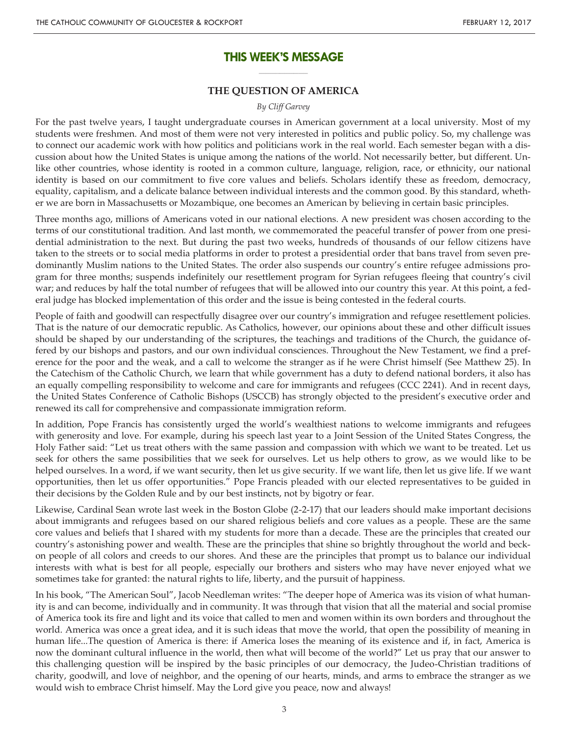## THIS WEEK'S MESSAGE

### THE QUESTION OF AMERICA

*By Cliff Garvey*

For the past twelve years, I taught undergraduate courses in American government at a local university. Most of my students were freshmen. And most of them were not very interested in politics and public policy. So, my challenge was to connect our academic work with how politics and politicians work in the real world. Each semester began with a discussion about how the United States is unique among the nations of the world. Not necessarily better, but different. Unlike other countries, whose identity is rooted in a common culture, language, religion, race, or ethnicity, our national identity is based on our commitment to five core values and beliefs. Scholars identify these as freedom, democracy, equality, capitalism, and a delicate balance between individual interests and the common good. By this standard, whether we are born in Massachusetts or Mozambique, one becomes an American by believing in certain basic principles.

Three months ago, millions of Americans voted in our national elections. A new president was chosen according to the terms of our constitutional tradition. And last month, we commemorated the peaceful transfer of power from one presidential administration to the next. But during the past two weeks, hundreds of thousands of our fellow citizens have taken to the streets or to social media platforms in order to protest a presidential order that bans travel from seven predominantly Muslim nations to the United States. The order also suspends our country's entire refugee admissions program for three months; suspends indefinitely our resettlement program for Syrian refugees fleeing that country's civil war; and reduces by half the total number of refugees that will be allowed into our country this year. At this point, a federal judge has blocked implementation of this order and the issue is being contested in the federal courts.

People of faith and goodwill can respectfully disagree over our country's immigration and refugee resettlement policies. That is the nature of our democratic republic. As Catholics, however, our opinions about these and other difficult issues should be shaped by our understanding of the scriptures, the teachings and traditions of the Church, the guidance offered by our bishops and pastors, and our own individual consciences. Throughout the New Testament, we find a preference for the poor and the weak, and a call to welcome the stranger as if he were Christ himself (See Matthew 25). In the Catechism of the Catholic Church, we learn that while government has a duty to defend national borders, it also has an equally compelling responsibility to welcome and care for immigrants and refugees (CCC 2241). And in recent days, the United States Conference of Catholic Bishops (USCCB) has strongly objected to the president's executive order and renewed its call for comprehensive and compassionate immigration reform.

In addition, Pope Francis has consistently urged the world's wealthiest nations to welcome immigrants and refugees with generosity and love. For example, during his speech last year to a Joint Session of the United States Congress, the Holy Father said: "Let us treat others with the same passion and compassion with which we want to be treated. Let us seek for others the same possibilities that we seek for ourselves. Let us help others to grow, as we would like to be helped ourselves. In a word, if we want security, then let us give security. If we want life, then let us give life. If we want opportunities, then let us offer opportunities." Pope Francis pleaded with our elected representatives to be guided in their decisions by the Golden Rule and by our best instincts, not by bigotry or fear.

Likewise, Cardinal Sean wrote last week in the Boston Globe (2-2-17) that our leaders should make important decisions about immigrants and refugees based on our shared religious beliefs and core values as a people. These are the same core values and beliefs that I shared with my students for more than a decade. These are the principles that created our country's astonishing power and wealth. These are the principles that shine so brightly throughout the world and beckon people of all colors and creeds to our shores. And these are the principles that prompt us to balance our individual interests with what is best for all people, especially our brothers and sisters who may have never enjoyed what we sometimes take for granted: the natural rights to life, liberty, and the pursuit of happiness.

In his book, "The American Soul", Jacob Needleman writes: "The deeper hope of America was its vision of what humanity is and can become, individually and in community. It was through that vision that all the material and social promise of America took its fire and light and its voice that called to men and women within its own borders and throughout the world. America was once a great idea, and it is such ideas that move the world, that open the possibility of meaning in human life...The question of America is there: if America loses the meaning of its existence and if, in fact, America is now the dominant cultural influence in the world, then what will become of the world?" Let us pray that our answer to this challenging question will be inspired by the basic principles of our democracy, the Judeo-Christian traditions of charity, goodwill, and love of neighbor, and the opening of our hearts, minds, and arms to embrace the stranger as we would wish to embrace Christ himself. May the Lord give you peace, now and always!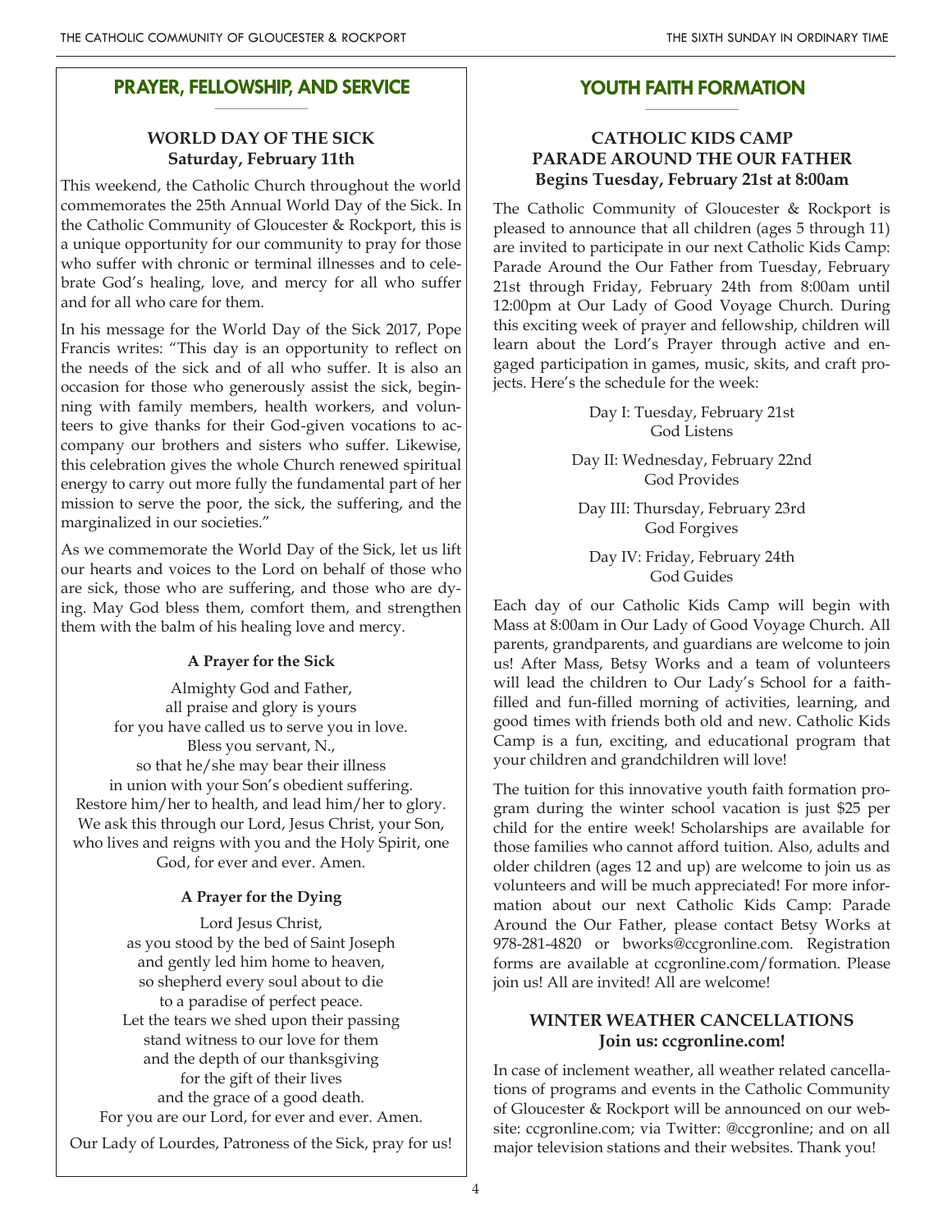## PRAYER, FELLOWSHIP, AND SERVICE

### WORLD DAY OF THE SICK
**Saturday, February 11th**

This weekend, the Catholic Church throughout the world commemorates the 25th Annual World Day of the Sick. In the Catholic Community of Gloucester & Rockport, this is a unique opportunity for our community to pray for those who suffer with chronic or terminal illnesses and to celebrate God's healing, love, and mercy for all who suffer and for all who care for them.

In his message for the World Day of the Sick 2017, Pope Francis writes: "This day is an opportunity to reflect on the needs of the sick and of all who suffer. It is also an occasion for those who generously assist the sick, beginning with family members, health workers, and volunteers to give thanks for their God-given vocations to accompany our brothers and sisters who suffer. Likewise, this celebration gives the whole Church renewed spiritual energy to carry out more fully the fundamental part of her mission to serve the poor, the sick, the suffering, and the marginalized in our societies."

As we commemorate the World Day of the Sick, let us lift our hearts and voices to the Lord on behalf of those who are sick, those who are suffering, and those who are dying. May God bless them, comfort them, and strengthen them with the balm of his healing love and mercy.

**A Prayer for the Sick**

Almighty God and Father,
all praise and glory is yours
for you have called us to serve you in love.
Bless you servant, N.,
so that he/she may bear their illness
in union with your Son's obedient suffering.
Restore him/her to health, and lead him/her to glory.
We ask this through our Lord, Jesus Christ, your Son,
who lives and reigns with you and the Holy Spirit, one God, for ever and ever. Amen.

**A Prayer for the Dying**

Lord Jesus Christ,
as you stood by the bed of Saint Joseph
and gently led him home to heaven,
so shepherd every soul about to die
to a paradise of perfect peace.
Let the tears we shed upon their passing
stand witness to our love for them
and the depth of our thanksgiving
for the gift of their lives
and the grace of a good death.
For you are our Lord, for ever and ever. Amen.

Our Lady of Lourdes, Patroness of the Sick, pray for us!

## YOUTH FAITH FORMATION

### CATHOLIC KIDS CAMP
### PARADE AROUND THE OUR FATHER
**Begins Tuesday, February 21st at 8:00am**

The Catholic Community of Gloucester & Rockport is pleased to announce that all children (ages 5 through 11) are invited to participate in our next Catholic Kids Camp: Parade Around the Our Father from Tuesday, February 21st through Friday, February 24th from 8:00am until 12:00pm at Our Lady of Good Voyage Church. During this exciting week of prayer and fellowship, children will learn about the Lord's Prayer through active and engaged participation in games, music, skits, and craft projects. Here's the schedule for the week:

Day I: Tuesday, February 21st
God Listens

Day II: Wednesday, February 22nd
God Provides

Day III: Thursday, February 23rd
God Forgives

Day IV: Friday, February 24th
God Guides

Each day of our Catholic Kids Camp will begin with Mass at 8:00am in Our Lady of Good Voyage Church. All parents, grandparents, and guardians are welcome to join us! After Mass, Betsy Works and a team of volunteers will lead the children to Our Lady's School for a faith-filled and fun-filled morning of activities, learning, and good times with friends both old and new. Catholic Kids Camp is a fun, exciting, and educational program that your children and grandchildren will love!

The tuition for this innovative youth faith formation program during the winter school vacation is just $25 per child for the entire week! Scholarships are available for those families who cannot afford tuition. Also, adults and older children (ages 12 and up) are welcome to join us as volunteers and will be much appreciated! For more information about our next Catholic Kids Camp: Parade Around the Our Father, please contact Betsy Works at 978-281-4820 or bworks@ccgronline.com. Registration forms are available at ccgronline.com/formation. Please join us! All are invited! All are welcome!

### WINTER WEATHER CANCELLATIONS
**Join us: ccgronline.com!**

In case of inclement weather, all weather related cancellations of programs and events in the Catholic Community of Gloucester & Rockport will be announced on our website: ccgronline.com; via Twitter: @ccgronline; and on all major television stations and their websites. Thank you!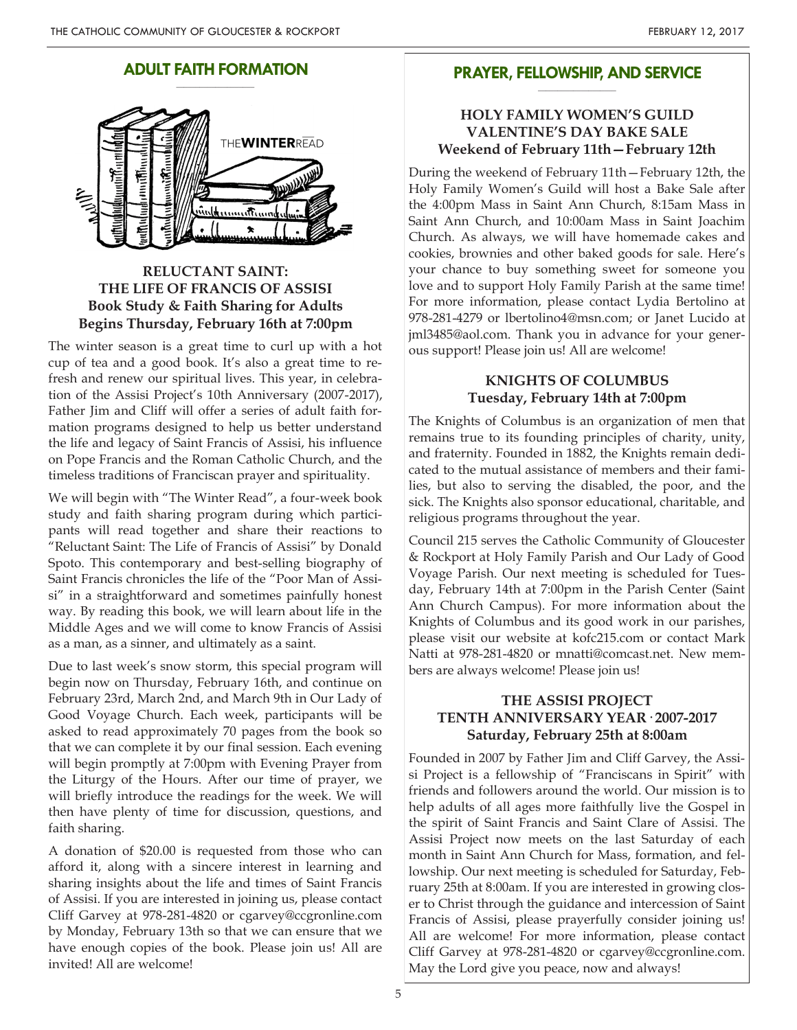## ADULT FAITH FORMATION

THE**WINTER**READ

### RELUCTANT SAINT: THE LIFE OF FRANCIS OF ASSISI
**Book Study & Faith Sharing for Adults**
**Begins Thursday, February 16th at 7:00pm**

The winter season is a great time to curl up with a hot cup of tea and a good book. It's also a great time to refresh and renew our spiritual lives. This year, in celebration of the Assisi Project's 10th Anniversary (2007-2017), Father Jim and Cliff will offer a series of adult faith formation programs designed to help us better understand the life and legacy of Saint Francis of Assisi, his influence on Pope Francis and the Roman Catholic Church, and the timeless traditions of Franciscan prayer and spirituality.

We will begin with "The Winter Read", a four-week book study and faith sharing program during which participants will read together and share their reactions to "Reluctant Saint: The Life of Francis of Assisi" by Donald Spoto. This contemporary and best-selling biography of Saint Francis chronicles the life of the "Poor Man of Assisi" in a straightforward and sometimes painfully honest way. By reading this book, we will learn about life in the Middle Ages and we will come to know Francis of Assisi as a man, as a sinner, and ultimately as a saint.

Due to last week's snow storm, this special program will begin now on Thursday, February 16th, and continue on February 23rd, March 2nd, and March 9th in Our Lady of Good Voyage Church. Each week, participants will be asked to read approximately 70 pages from the book so that we can complete it by our final session. Each evening will begin promptly at 7:00pm with Evening Prayer from the Liturgy of the Hours. After our time of prayer, we will briefly introduce the readings for the week. We will then have plenty of time for discussion, questions, and faith sharing.

A donation of $20.00 is requested from those who can afford it, along with a sincere interest in learning and sharing insights about the life and times of Saint Francis of Assisi. If you are interested in joining us, please contact Cliff Garvey at 978-281-4820 or cgarvey@ccgronline.com by Monday, February 13th so that we can ensure that we have enough copies of the book. Please join us! All are invited! All are welcome!

## PRAYER, FELLOWSHIP, AND SERVICE

### HOLY FAMILY WOMEN'S GUILD VALENTINE'S DAY BAKE SALE
**Weekend of February 11th—February 12th**

During the weekend of February 11th—February 12th, the Holy Family Women's Guild will host a Bake Sale after the 4:00pm Mass in Saint Ann Church, 8:15am Mass in Saint Ann Church, and 10:00am Mass in Saint Joachim Church. As always, we will have homemade cakes and cookies, brownies and other baked goods for sale. Here's your chance to buy something sweet for someone you love and to support Holy Family Parish at the same time! For more information, please contact Lydia Bertolino at 978-281-4279 or lbertolino4@msn.com; or Janet Lucido at jml3485@aol.com. Thank you in advance for your generous support! Please join us! All are welcome!

### KNIGHTS OF COLUMBUS
**Tuesday, February 14th at 7:00pm**

The Knights of Columbus is an organization of men that remains true to its founding principles of charity, unity, and fraternity. Founded in 1882, the Knights remain dedicated to the mutual assistance of members and their families, but also to serving the disabled, the poor, and the sick. The Knights also sponsor educational, charitable, and religious programs throughout the year.

Council 215 serves the Catholic Community of Gloucester & Rockport at Holy Family Parish and Our Lady of Good Voyage Parish. Our next meeting is scheduled for Tuesday, February 14th at 7:00pm in the Parish Center (Saint Ann Church Campus). For more information about the Knights of Columbus and its good work in our parishes, please visit our website at kofc215.com or contact Mark Natti at 978-281-4820 or mnatti@comcast.net. New members are always welcome! Please join us!

### THE ASSISI PROJECT TENTH ANNIVERSARY YEAR · 2007-2017
**Saturday, February 25th at 8:00am**

Founded in 2007 by Father Jim and Cliff Garvey, the Assisi Project is a fellowship of "Franciscans in Spirit" with friends and followers around the world. Our mission is to help adults of all ages more faithfully live the Gospel in the spirit of Saint Francis and Saint Clare of Assisi. The Assisi Project now meets on the last Saturday of each month in Saint Ann Church for Mass, formation, and fellowship. Our next meeting is scheduled for Saturday, February 25th at 8:00am. If you are interested in growing closer to Christ through the guidance and intercession of Saint Francis of Assisi, please prayerfully consider joining us! All are welcome! For more information, please contact Cliff Garvey at 978-281-4820 or cgarvey@ccgronline.com. May the Lord give you peace, now and always!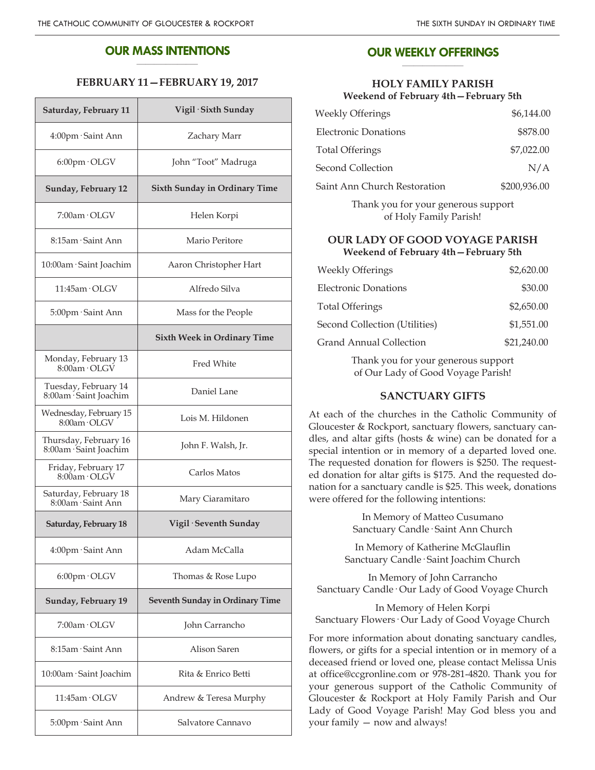## OUR MASS INTENTIONS

**FEBRUARY 11 — FEBRUARY 19, 2017**

| **Saturday, February 11** | **Vigil · Sixth Sunday** |
|---|---|
| 4:00pm · Saint Ann | Zachary Marr |
| 6:00pm · OLGV | John "Toot" Madruga |
| **Sunday, February 12** | **Sixth Sunday in Ordinary Time** |
| 7:00am · OLGV | Helen Korpi |
| 8:15am · Saint Ann | Mario Peritore |
| 10:00am · Saint Joachim | Aaron Christopher Hart |
| 11:45am · OLGV | Alfredo Silva |
| 5:00pm · Saint Ann | Mass for the People |
| | **Sixth Week in Ordinary Time** |
| Monday, February 13 8:00am · OLGV | Fred White |
| Tuesday, February 14 8:00am · Saint Joachim | Daniel Lane |
| Wednesday, February 15 8:00am · OLGV | Lois M. Hildonen |
| Thursday, February 16 8:00am · Saint Joachim | John F. Walsh, Jr. |
| Friday, February 17 8:00am · OLGV | Carlos Matos |
| Saturday, February 18 8:00am · Saint Ann | Mary Ciaramitaro |
| **Saturday, February 18** | **Vigil · Seventh Sunday** |
| 4:00pm · Saint Ann | Adam McCalla |
| 6:00pm · OLGV | Thomas & Rose Lupo |
| **Sunday, February 19** | **Seventh Sunday in Ordinary Time** |
| 7:00am · OLGV | John Carrancho |
| 8:15am · Saint Ann | Alison Saren |
| 10:00am · Saint Joachim | Rita & Enrico Betti |
| 11:45am · OLGV | Andrew & Teresa Murphy |
| 5:00pm · Saint Ann | Salvatore Cannavo |

## OUR WEEKLY OFFERINGS

### HOLY FAMILY PARISH
**Weekend of February 4th — February 5th**

| | |
|---|---|
| Weekly Offerings | $6,144.00 |
| Electronic Donations | $878.00 |
| Total Offerings | $7,022.00 |
| Second Collection | N/A |
| Saint Ann Church Restoration | $200,936.00 |

Thank you for your generous support of Holy Family Parish!

### OUR LADY OF GOOD VOYAGE PARISH
**Weekend of February 4th — February 5th**

| | |
|---|---|
| Weekly Offerings | $2,620.00 |
| Electronic Donations | $30.00 |
| Total Offerings | $2,650.00 |
| Second Collection (Utilities) | $1,551.00 |
| Grand Annual Collection | $21,240.00 |

Thank you for your generous support of Our Lady of Good Voyage Parish!

### SANCTUARY GIFTS

At each of the churches in the Catholic Community of Gloucester & Rockport, sanctuary flowers, sanctuary candles, and altar gifts (hosts & wine) can be donated for a special intention or in memory of a departed loved one. The requested donation for flowers is $250. The requested donation for altar gifts is $175. And the requested donation for a sanctuary candle is $25. This week, donations were offered for the following intentions:

In Memory of Matteo Cusumano
Sanctuary Candle · Saint Ann Church

In Memory of Katherine McGlauflin
Sanctuary Candle · Saint Joachim Church

In Memory of John Carrancho
Sanctuary Candle · Our Lady of Good Voyage Church

In Memory of Helen Korpi
Sanctuary Flowers · Our Lady of Good Voyage Church

For more information about donating sanctuary candles, flowers, or gifts for a special intention or in memory of a deceased friend or loved one, please contact Melissa Unis at office@ccgronline.com or 978-281-4820. Thank you for your generous support of the Catholic Community of Gloucester & Rockport at Holy Family Parish and Our Lady of Good Voyage Parish! May God bless you and your family — now and always!